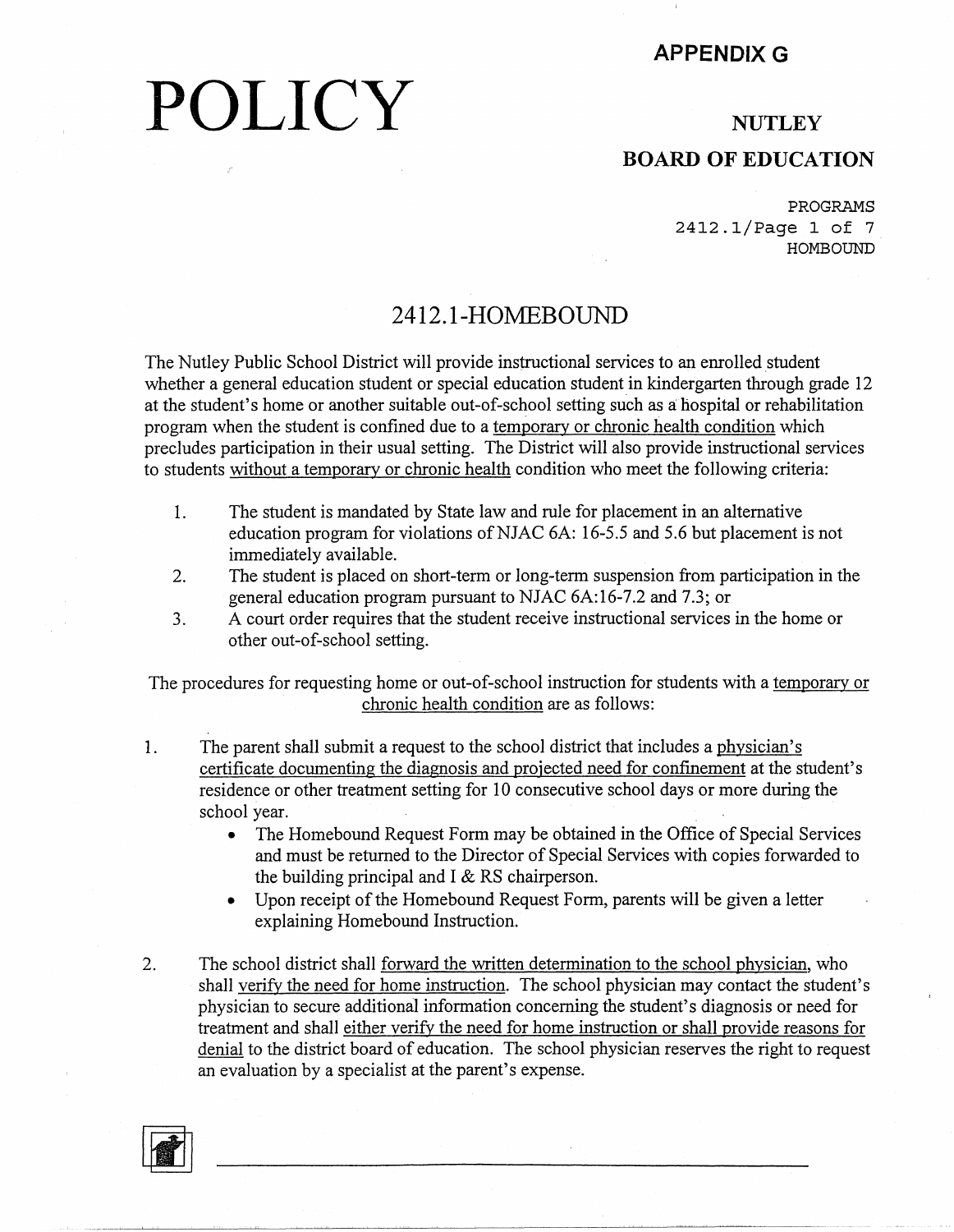# APPENDIX G

# POLICY

**NUTLEY**

**BOARD OF EDUCATION**

PROGRAMS
HOMBOUND

## 2412.1-HOMEBOUND

The Nutley Public School District will provide instructional services to an enrolled student whether a general education student or special education student in kindergarten through grade 12 at the student's home or another suitable out-of-school setting such as a hospital or rehabilitation program when the student is confined due to a temporary or chronic health condition which precludes participation in their usual setting. The District will also provide instructional services to students without a temporary or chronic health condition who meet the following criteria:

1. The student is mandated by State law and rule for placement in an alternative education program for violations of NJAC 6A: 16-5.5 and 5.6 but placement is not immediately available.
2. The student is placed on short-term or long-term suspension from participation in the general education program pursuant to NJAC 6A:16-7.2 and 7.3; or
3. A court order requires that the student receive instructional services in the home or other out-of-school setting.

The procedures for requesting home or out-of-school instruction for students with a temporary or chronic health condition are as follows:

1. The parent shall submit a request to the school district that includes a physician's certificate documenting the diagnosis and projected need for confinement at the student's residence or other treatment setting for 10 consecutive school days or more during the school year.
   - The Homebound Request Form may be obtained in the Office of Special Services and must be returned to the Director of Special Services with copies forwarded to the building principal and I & RS chairperson.
   - Upon receipt of the Homebound Request Form, parents will be given a letter explaining Homebound Instruction.
2. The school district shall forward the written determination to the school physician, who shall verify the need for home instruction. The school physician may contact the student's physician to secure additional information concerning the student's diagnosis or need for treatment and shall either verify the need for home instruction or shall provide reasons for denial to the district board of education. The school physician reserves the right to request an evaluation by a specialist at the parent's expense.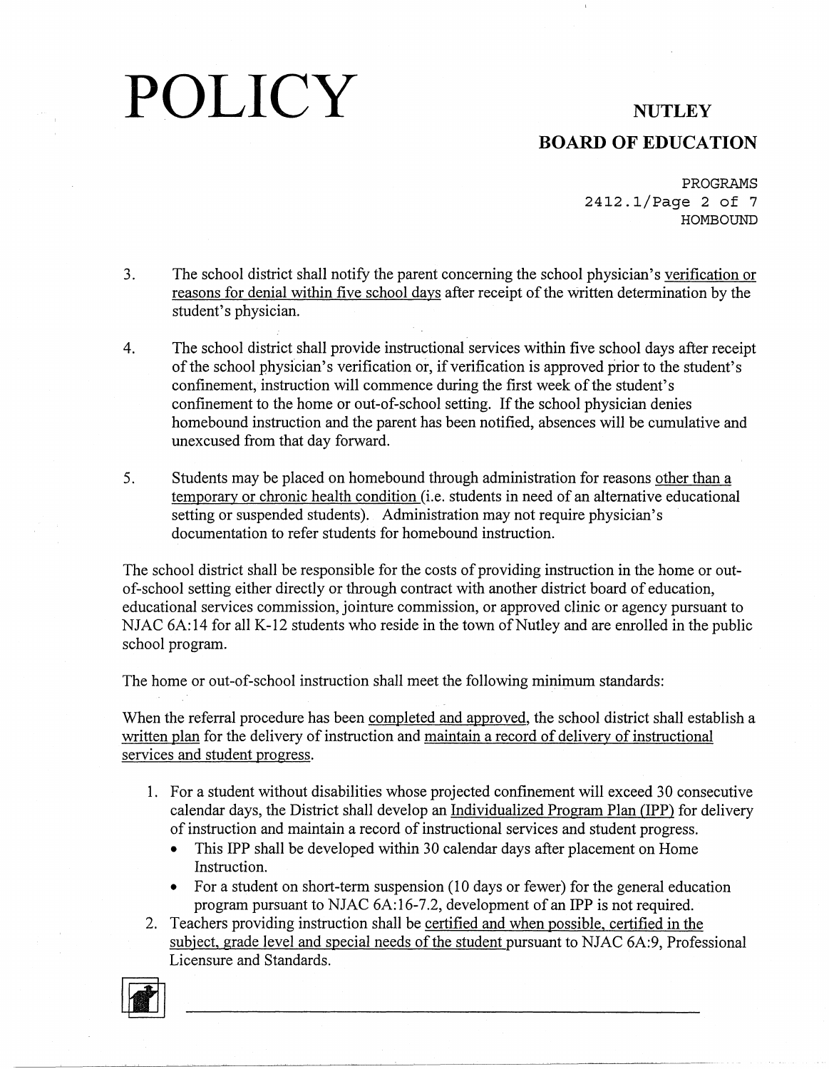3. The school district shall notify the parent concerning the school physician's verification or reasons for denial within five school days after receipt of the written determination by the student's physician.

4. The school district shall provide instructional services within five school days after receipt of the school physician's verification or, if verification is approved prior to the student's confinement, instruction will commence during the first week of the student's confinement to the home or out-of-school setting. If the school physician denies homebound instruction and the parent has been notified, absences will be cumulative and unexcused from that day forward.

5. Students may be placed on homebound through administration for reasons other than a temporary or chronic health condition (i.e. students in need of an alternative educational setting or suspended students). Administration may not require physician's documentation to refer students for homebound instruction.

The school district shall be responsible for the costs of providing instruction in the home or out-of-school setting either directly or through contract with another district board of education, educational services commission, jointure commission, or approved clinic or agency pursuant to NJAC 6A:14 for all K-12 students who reside in the town of Nutley and are enrolled in the public school program.

The home or out-of-school instruction shall meet the following minimum standards:

When the referral procedure has been completed and approved, the school district shall establish a written plan for the delivery of instruction and maintain a record of delivery of instructional services and student progress.

1. For a student without disabilities whose projected confinement will exceed 30 consecutive calendar days, the District shall develop an Individualized Program Plan (IPP) for delivery of instruction and maintain a record of instructional services and student progress.
   - This IPP shall be developed within 30 calendar days after placement on Home Instruction.
   - For a student on short-term suspension (10 days or fewer) for the general education program pursuant to NJAC 6A:16-7.2, development of an IPP is not required.
2. Teachers providing instruction shall be certified and when possible, certified in the subject, grade level and special needs of the student pursuant to NJAC 6A:9, Professional Licensure and Standards.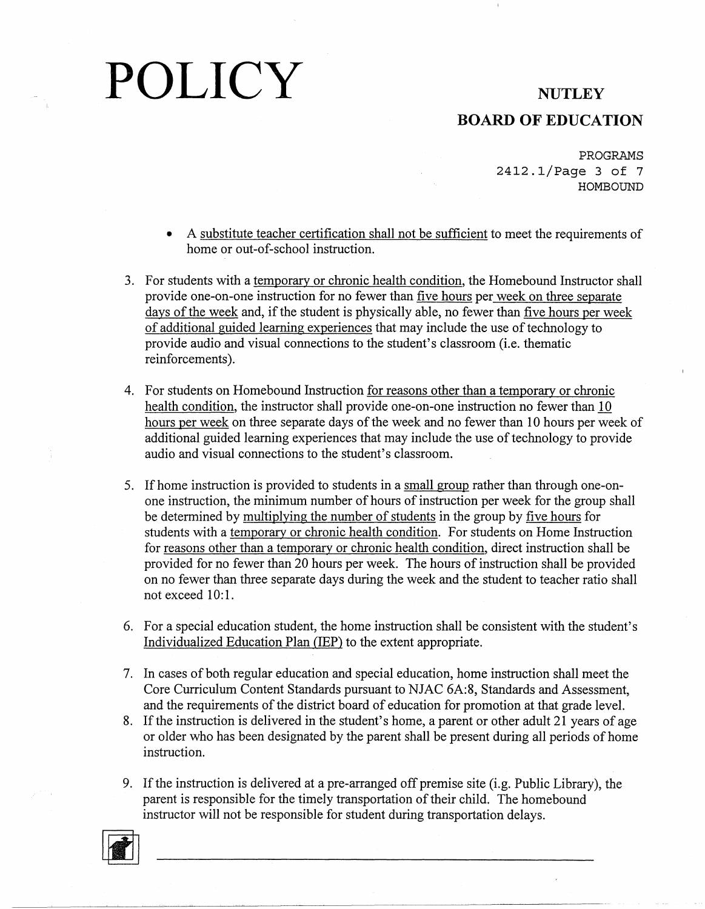- A substitute teacher certification shall not be sufficient to meet the requirements of home or out-of-school instruction.

3. For students with a temporary or chronic health condition, the Homebound Instructor shall provide one-on-one instruction for no fewer than five hours per week on three separate days of the week and, if the student is physically able, no fewer than five hours per week of additional guided learning experiences that may include the use of technology to provide audio and visual connections to the student's classroom (i.e. thematic reinforcements).

4. For students on Homebound Instruction for reasons other than a temporary or chronic health condition, the instructor shall provide one-on-one instruction no fewer than 10 hours per week on three separate days of the week and no fewer than 10 hours per week of additional guided learning experiences that may include the use of technology to provide audio and visual connections to the student's classroom.

5. If home instruction is provided to students in a small group rather than through one-on-one instruction, the minimum number of hours of instruction per week for the group shall be determined by multiplying the number of students in the group by five hours for students with a temporary or chronic health condition. For students on Home Instruction for reasons other than a temporary or chronic health condition, direct instruction shall be provided for no fewer than 20 hours per week. The hours of instruction shall be provided on no fewer than three separate days during the week and the student to teacher ratio shall not exceed 10:1.

6. For a special education student, the home instruction shall be consistent with the student's Individualized Education Plan (IEP) to the extent appropriate.

7. In cases of both regular education and special education, home instruction shall meet the Core Curriculum Content Standards pursuant to NJAC 6A:8, Standards and Assessment, and the requirements of the district board of education for promotion at that grade level.

8. If the instruction is delivered in the student's home, a parent or other adult 21 years of age or older who has been designated by the parent shall be present during all periods of home instruction.

9. If the instruction is delivered at a pre-arranged off premise site (i.g. Public Library), the parent is responsible for the timely transportation of their child. The homebound instructor will not be responsible for student during transportation delays.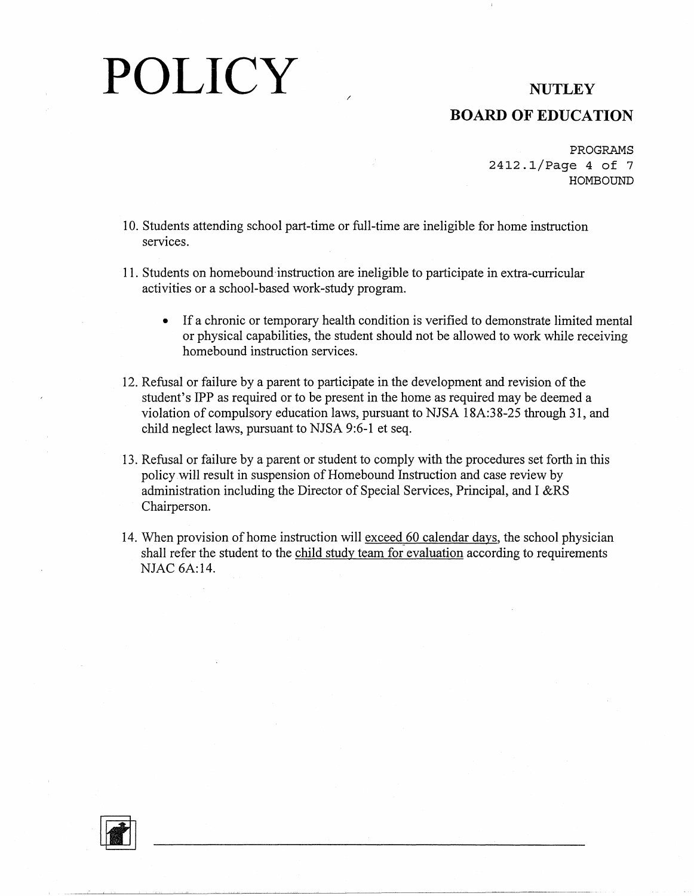10. Students attending school part-time or full-time are ineligible for home instruction services.

11. Students on homebound instruction are ineligible to participate in extra-curricular activities or a school-based work-study program.

    - If a chronic or temporary health condition is verified to demonstrate limited mental or physical capabilities, the student should not be allowed to work while receiving homebound instruction services.

12. Refusal or failure by a parent to participate in the development and revision of the student's IPP as required or to be present in the home as required may be deemed a violation of compulsory education laws, pursuant to NJSA 18A:38-25 through 31, and child neglect laws, pursuant to NJSA 9:6-1 et seq.

13. Refusal or failure by a parent or student to comply with the procedures set forth in this policy will result in suspension of Homebound Instruction and case review by administration including the Director of Special Services, Principal, and I &RS Chairperson.

14. When provision of home instruction will <u>exceed 60 calendar days</u>, the school physician shall refer the student to the <u>child study team for evaluation</u> according to requirements NJAC 6A:14.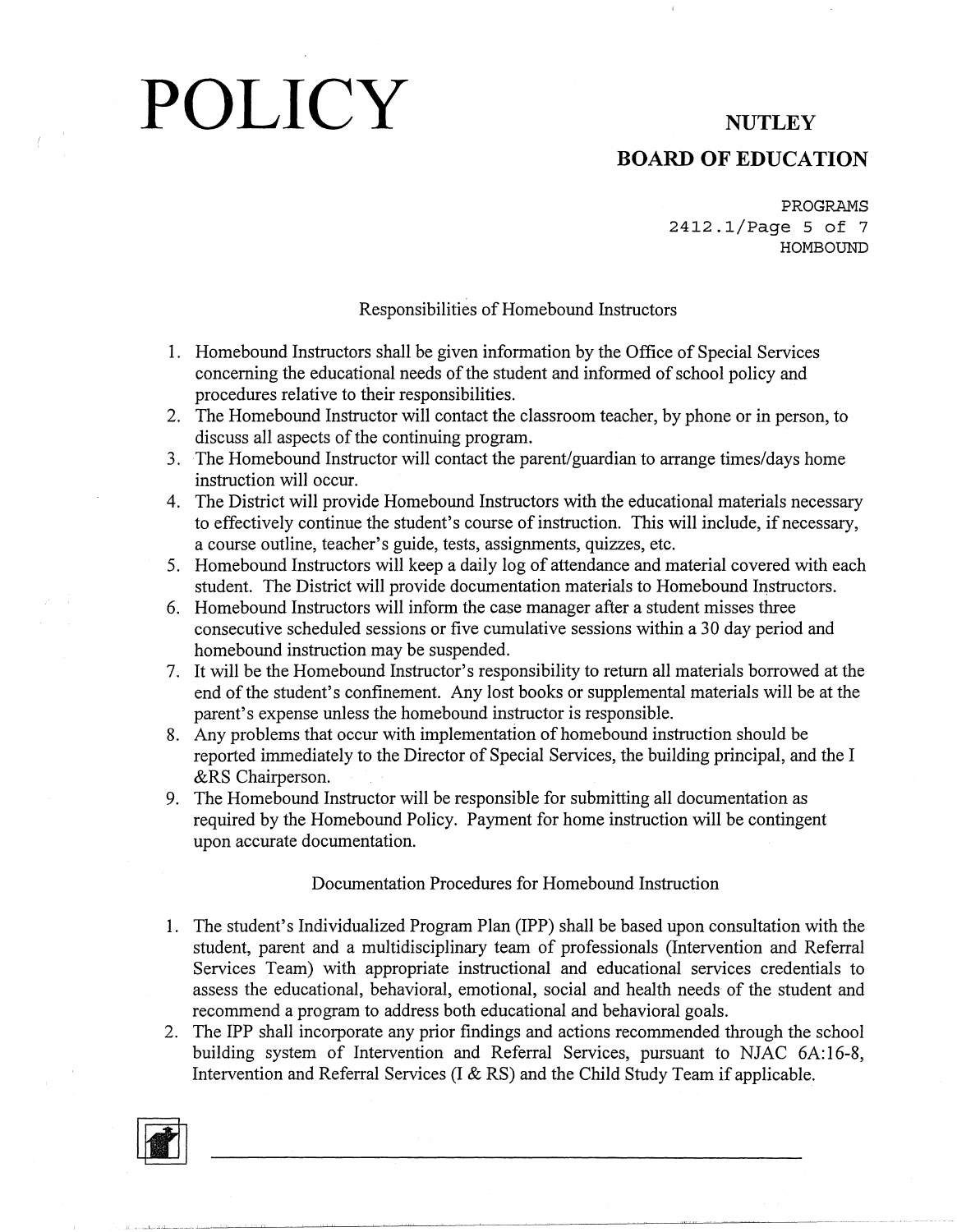### Responsibilities of Homebound Instructors

1. Homebound Instructors shall be given information by the Office of Special Services concerning the educational needs of the student and informed of school policy and procedures relative to their responsibilities.
2. The Homebound Instructor will contact the classroom teacher, by phone or in person, to discuss all aspects of the continuing program.
3. The Homebound Instructor will contact the parent/guardian to arrange times/days home instruction will occur.
4. The District will provide Homebound Instructors with the educational materials necessary to effectively continue the student's course of instruction. This will include, if necessary, a course outline, teacher's guide, tests, assignments, quizzes, etc.
5. Homebound Instructors will keep a daily log of attendance and material covered with each student. The District will provide documentation materials to Homebound Instructors.
6. Homebound Instructors will inform the case manager after a student misses three consecutive scheduled sessions or five cumulative sessions within a 30 day period and homebound instruction may be suspended.
7. It will be the Homebound Instructor's responsibility to return all materials borrowed at the end of the student's confinement. Any lost books or supplemental materials will be at the parent's expense unless the homebound instructor is responsible.
8. Any problems that occur with implementation of homebound instruction should be reported immediately to the Director of Special Services, the building principal, and the I &RS Chairperson.
9. The Homebound Instructor will be responsible for submitting all documentation as required by the Homebound Policy. Payment for home instruction will be contingent upon accurate documentation.

### Documentation Procedures for Homebound Instruction

1. The student's Individualized Program Plan (IPP) shall be based upon consultation with the student, parent and a multidisciplinary team of professionals (Intervention and Referral Services Team) with appropriate instructional and educational services credentials to assess the educational, behavioral, emotional, social and health needs of the student and recommend a program to address both educational and behavioral goals.
2. The IPP shall incorporate any prior findings and actions recommended through the school building system of Intervention and Referral Services, pursuant to NJAC 6A:16-8, Intervention and Referral Services (I & RS) and the Child Study Team if applicable.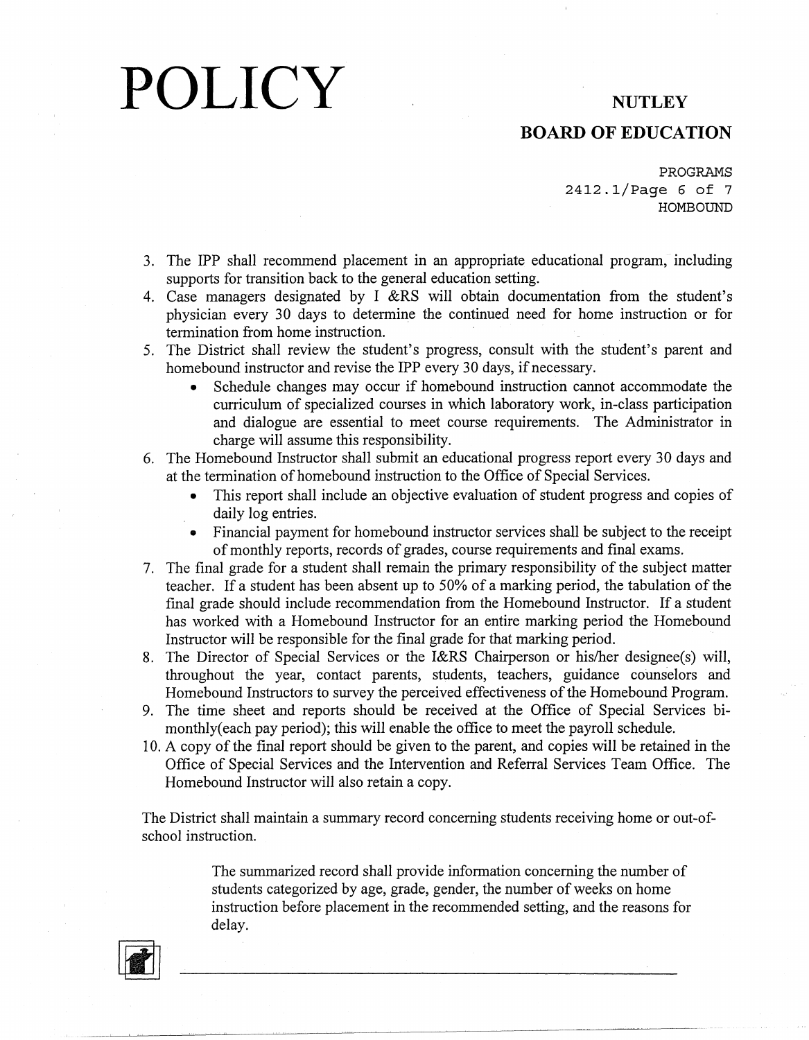3. The IPP shall recommend placement in an appropriate educational program, including supports for transition back to the general education setting.
4. Case managers designated by I &RS will obtain documentation from the student's physician every 30 days to determine the continued need for home instruction or for termination from home instruction.
5. The District shall review the student's progress, consult with the student's parent and homebound instructor and revise the IPP every 30 days, if necessary.
   - Schedule changes may occur if homebound instruction cannot accommodate the curriculum of specialized courses in which laboratory work, in-class participation and dialogue are essential to meet course requirements. The Administrator in charge will assume this responsibility.
6. The Homebound Instructor shall submit an educational progress report every 30 days and at the termination of homebound instruction to the Office of Special Services.
   - This report shall include an objective evaluation of student progress and copies of daily log entries.
   - Financial payment for homebound instructor services shall be subject to the receipt of monthly reports, records of grades, course requirements and final exams.
7. The final grade for a student shall remain the primary responsibility of the subject matter teacher. If a student has been absent up to 50% of a marking period, the tabulation of the final grade should include recommendation from the Homebound Instructor. If a student has worked with a Homebound Instructor for an entire marking period the Homebound Instructor will be responsible for the final grade for that marking period.
8. The Director of Special Services or the I&RS Chairperson or his/her designee(s) will, throughout the year, contact parents, students, teachers, guidance counselors and Homebound Instructors to survey the perceived effectiveness of the Homebound Program.
9. The time sheet and reports should be received at the Office of Special Services bi-monthly(each pay period); this will enable the office to meet the payroll schedule.
10. A copy of the final report should be given to the parent, and copies will be retained in the Office of Special Services and the Intervention and Referral Services Team Office. The Homebound Instructor will also retain a copy.

The District shall maintain a summary record concerning students receiving home or out-of-school instruction.

> The summarized record shall provide information concerning the number of students categorized by age, grade, gender, the number of weeks on home instruction before placement in the recommended setting, and the reasons for delay.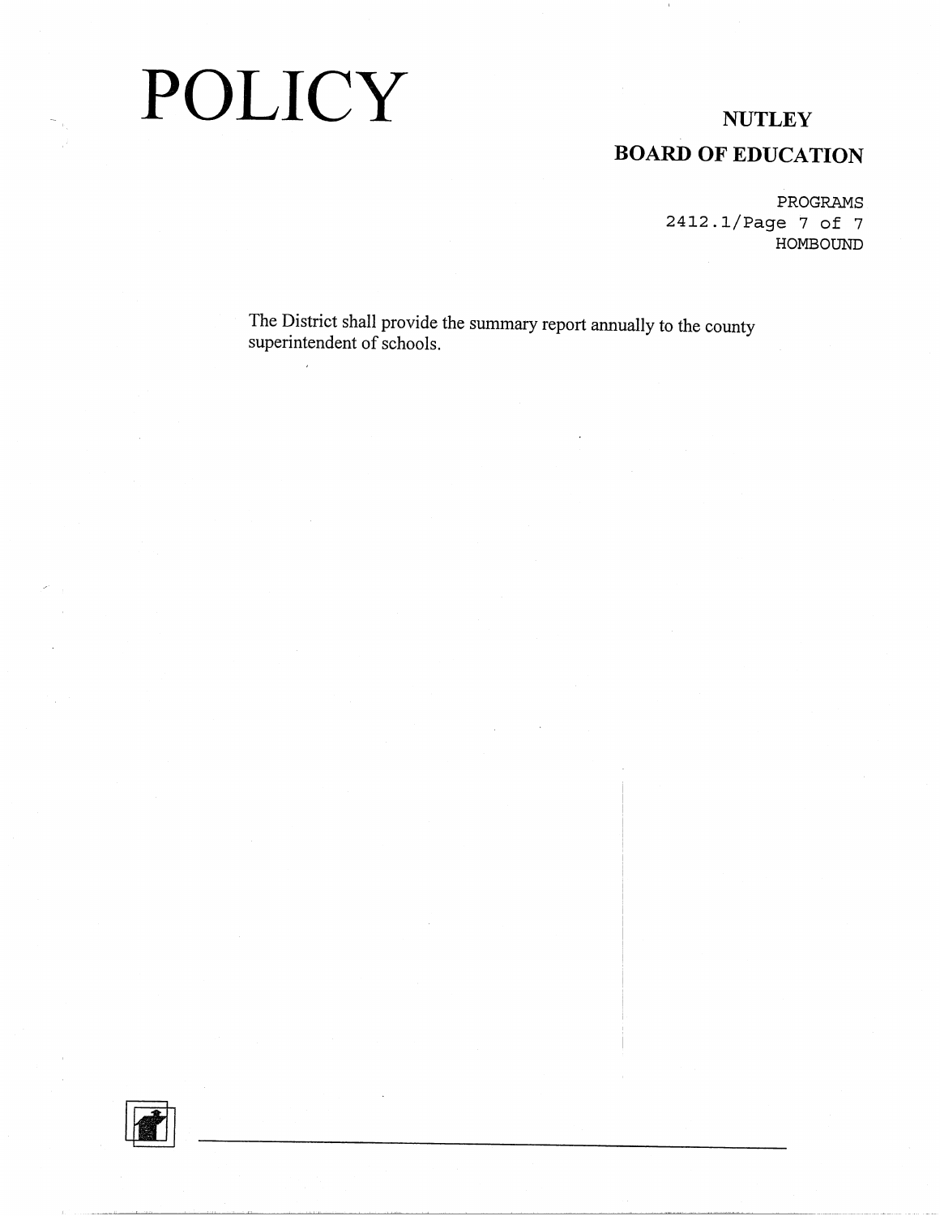The District shall provide the summary report annually to the county superintendent of schools.